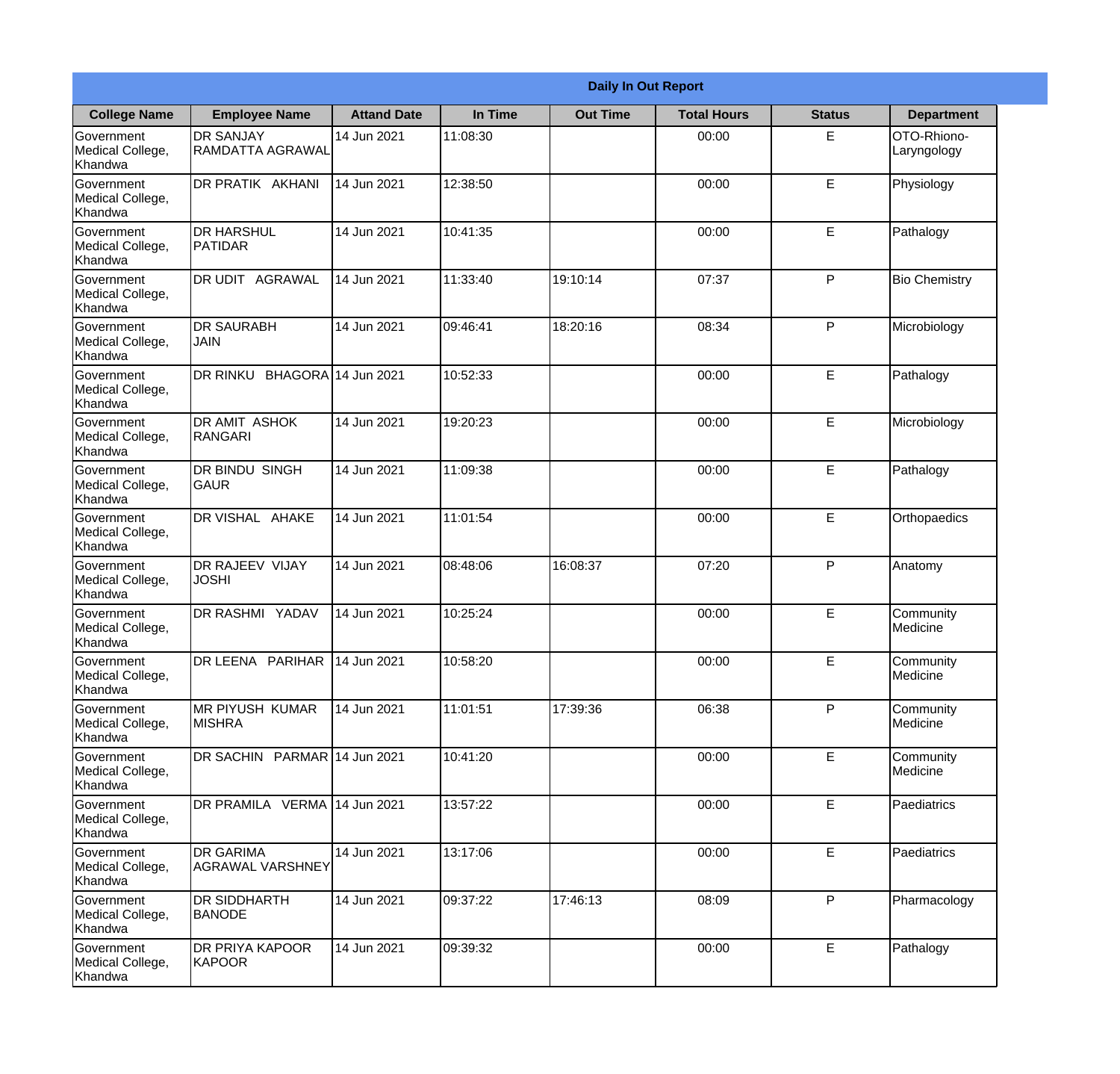| Daily In Out Report | | | | | | | |
|---|---|---|---|---|---|---|---|
| **College Name** | **Employee Name** | **Attand Date** | **In Time** | **Out Time** | **Total Hours** | **Status** | **Department** |
| Government Medical College, Khandwa | DR SANJAY RAMDATTA AGRAWAL | 14 Jun 2021 | 11:08:30 | | 00:00 | E | OTO-Rhiono-Laryngology |
| Government Medical College, Khandwa | DR PRATIK AKHANI | 14 Jun 2021 | 12:38:50 | | 00:00 | E | Physiology |
| Government Medical College, Khandwa | DR HARSHUL PATIDAR | 14 Jun 2021 | 10:41:35 | | 00:00 | E | Pathalogy |
| Government Medical College, Khandwa | DR UDIT AGRAWAL | 14 Jun 2021 | 11:33:40 | 19:10:14 | 07:37 | P | Bio Chemistry |
| Government Medical College, Khandwa | DR SAURABH JAIN | 14 Jun 2021 | 09:46:41 | 18:20:16 | 08:34 | P | Microbiology |
| Government Medical College, Khandwa | DR RINKU BHAGORA | 14 Jun 2021 | 10:52:33 | | 00:00 | E | Pathalogy |
| Government Medical College, Khandwa | DR AMIT ASHOK RANGARI | 14 Jun 2021 | 19:20:23 | | 00:00 | E | Microbiology |
| Government Medical College, Khandwa | DR BINDU SINGH GAUR | 14 Jun 2021 | 11:09:38 | | 00:00 | E | Pathalogy |
| Government Medical College, Khandwa | DR VISHAL AHAKE | 14 Jun 2021 | 11:01:54 | | 00:00 | E | Orthopaedics |
| Government Medical College, Khandwa | DR RAJEEV VIJAY JOSHI | 14 Jun 2021 | 08:48:06 | 16:08:37 | 07:20 | P | Anatomy |
| Government Medical College, Khandwa | DR RASHMI YADAV | 14 Jun 2021 | 10:25:24 | | 00:00 | E | Community Medicine |
| Government Medical College, Khandwa | DR LEENA PARIHAR | 14 Jun 2021 | 10:58:20 | | 00:00 | E | Community Medicine |
| Government Medical College, Khandwa | MR PIYUSH KUMAR MISHRA | 14 Jun 2021 | 11:01:51 | 17:39:36 | 06:38 | P | Community Medicine |
| Government Medical College, Khandwa | DR SACHIN PARMAR | 14 Jun 2021 | 10:41:20 | | 00:00 | E | Community Medicine |
| Government Medical College, Khandwa | DR PRAMILA VERMA | 14 Jun 2021 | 13:57:22 | | 00:00 | E | Paediatrics |
| Government Medical College, Khandwa | DR GARIMA AGRAWAL VARSHNEY | 14 Jun 2021 | 13:17:06 | | 00:00 | E | Paediatrics |
| Government Medical College, Khandwa | DR SIDDHARTH BANODE | 14 Jun 2021 | 09:37:22 | 17:46:13 | 08:09 | P | Pharmacology |
| Government Medical College, Khandwa | DR PRIYA KAPOOR KAPOOR | 14 Jun 2021 | 09:39:32 | | 00:00 | E | Pathalogy |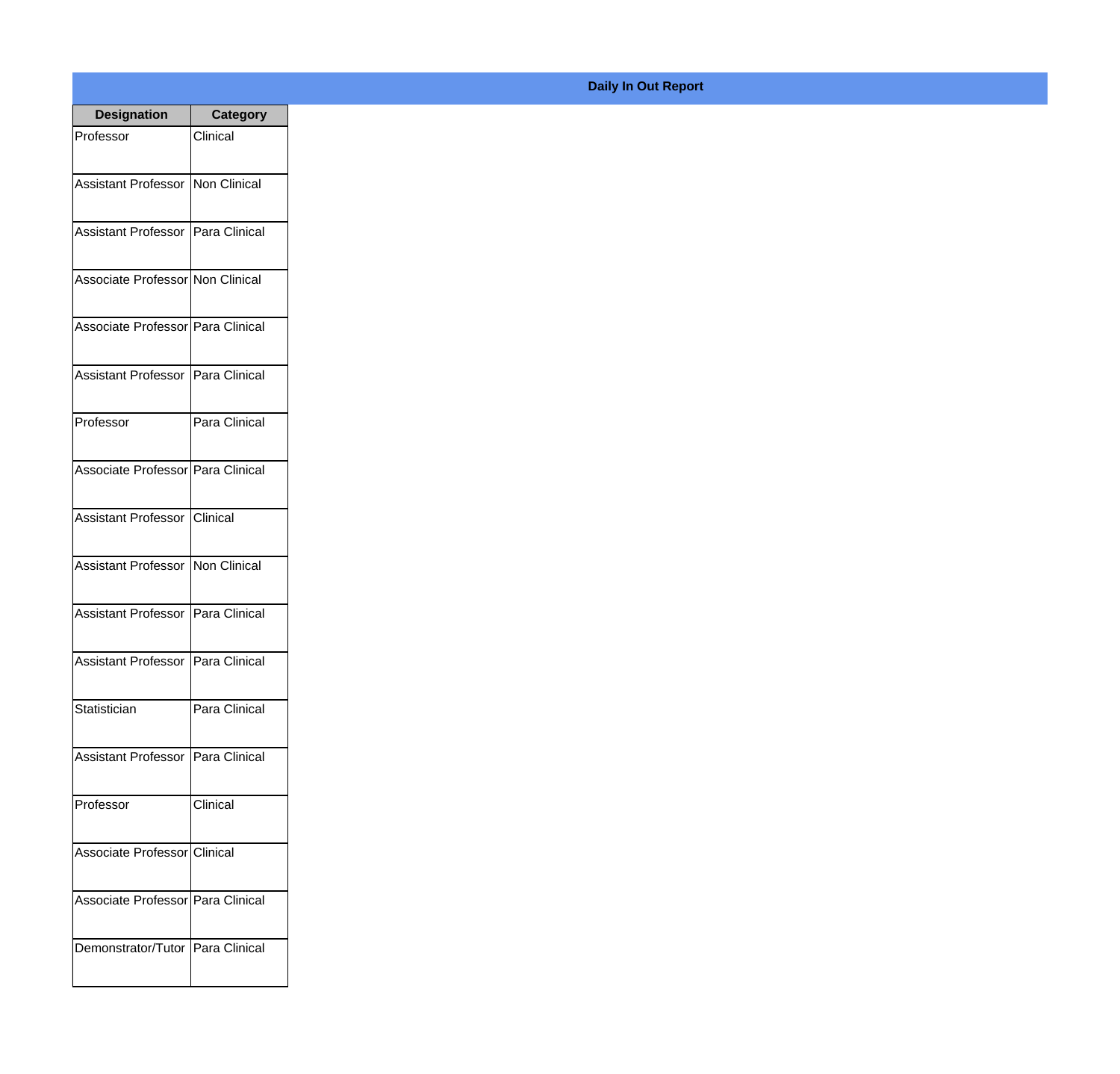## Daily In Out Report

| Designation | Category |
|---|---|
| Professor | Clinical |
| Assistant Professor | Non Clinical |
| Assistant Professor | Para Clinical |
| Associate Professor | Non Clinical |
| Associate Professor | Para Clinical |
| Assistant Professor | Para Clinical |
| Professor | Para Clinical |
| Associate Professor | Para Clinical |
| Assistant Professor | Clinical |
| Assistant Professor | Non Clinical |
| Assistant Professor | Para Clinical |
| Assistant Professor | Para Clinical |
| Statistician | Para Clinical |
| Assistant Professor | Para Clinical |
| Professor | Clinical |
| Associate Professor | Clinical |
| Associate Professor | Para Clinical |
| Demonstrator/Tutor | Para Clinical |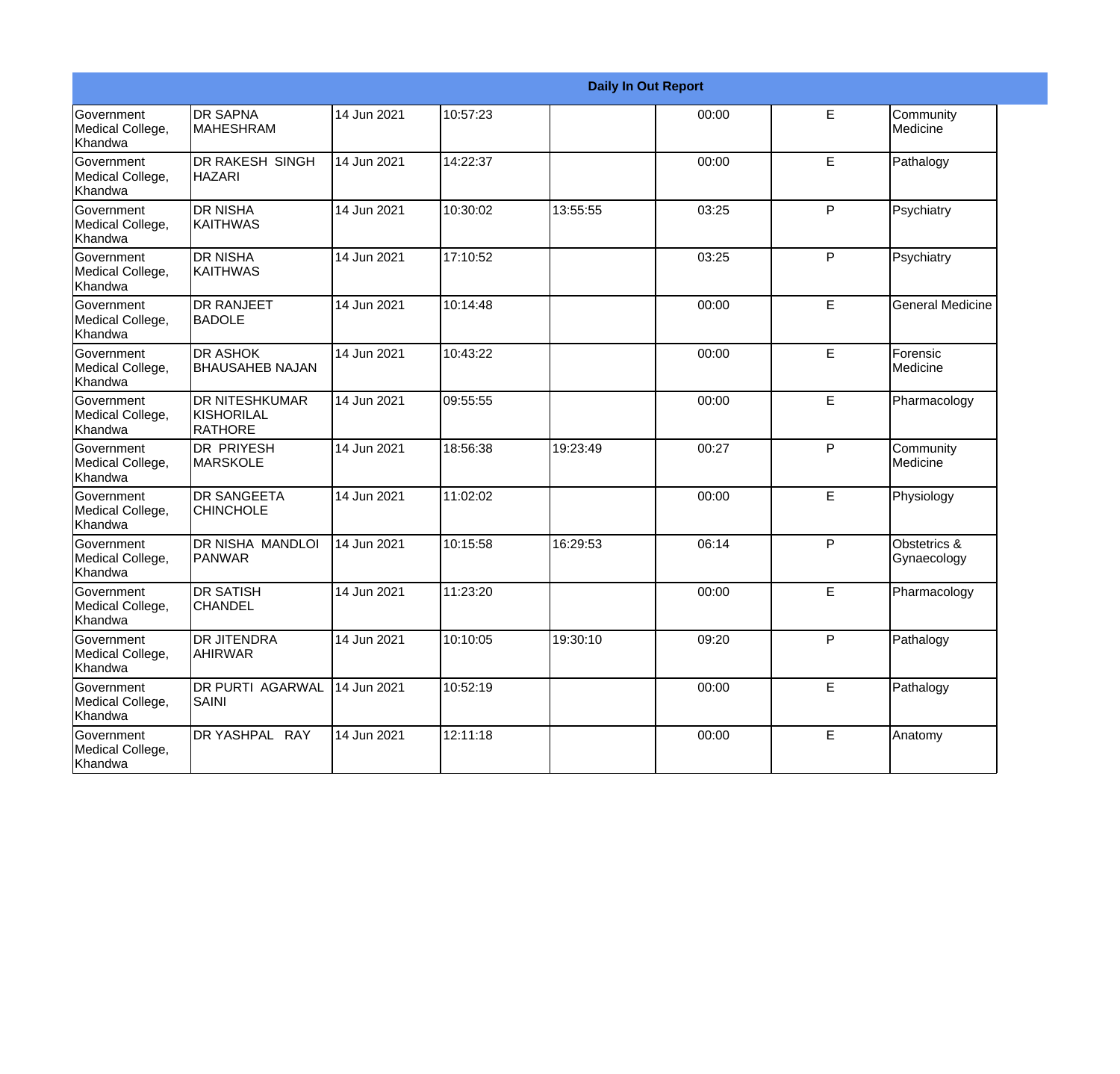| Daily In Out Report | | | | | | | |
|---|---|---|---|---|---|---|---|
| Government Medical College, Khandwa | DR SAPNA MAHESHRAM | 14 Jun 2021 | 10:57:23 | | 00:00 | E | Community Medicine |
| Government Medical College, Khandwa | DR RAKESH SINGH HAZARI | 14 Jun 2021 | 14:22:37 | | 00:00 | E | Pathalogy |
| Government Medical College, Khandwa | DR NISHA KAITHWAS | 14 Jun 2021 | 10:30:02 | 13:55:55 | 03:25 | P | Psychiatry |
| Government Medical College, Khandwa | DR NISHA KAITHWAS | 14 Jun 2021 | 17:10:52 | | 03:25 | P | Psychiatry |
| Government Medical College, Khandwa | DR RANJEET BADOLE | 14 Jun 2021 | 10:14:48 | | 00:00 | E | General Medicine |
| Government Medical College, Khandwa | DR ASHOK BHAUSAHEB NAJAN | 14 Jun 2021 | 10:43:22 | | 00:00 | E | Forensic Medicine |
| Government Medical College, Khandwa | DR NITESHKUMAR KISHORILAL RATHORE | 14 Jun 2021 | 09:55:55 | | 00:00 | E | Pharmacology |
| Government Medical College, Khandwa | DR PRIYESH MARSKOLE | 14 Jun 2021 | 18:56:38 | 19:23:49 | 00:27 | P | Community Medicine |
| Government Medical College, Khandwa | DR SANGEETA CHINCHOLE | 14 Jun 2021 | 11:02:02 | | 00:00 | E | Physiology |
| Government Medical College, Khandwa | DR NISHA MANDLOI PANWAR | 14 Jun 2021 | 10:15:58 | 16:29:53 | 06:14 | P | Obstetrics & Gynaecology |
| Government Medical College, Khandwa | DR SATISH CHANDEL | 14 Jun 2021 | 11:23:20 | | 00:00 | E | Pharmacology |
| Government Medical College, Khandwa | DR JITENDRA AHIRWAR | 14 Jun 2021 | 10:10:05 | 19:30:10 | 09:20 | P | Pathalogy |
| Government Medical College, Khandwa | DR PURTI AGARWAL SAINI | 14 Jun 2021 | 10:52:19 | | 00:00 | E | Pathalogy |
| Government Medical College, Khandwa | DR YASHPAL RAY | 14 Jun 2021 | 12:11:18 | | 00:00 | E | Anatomy |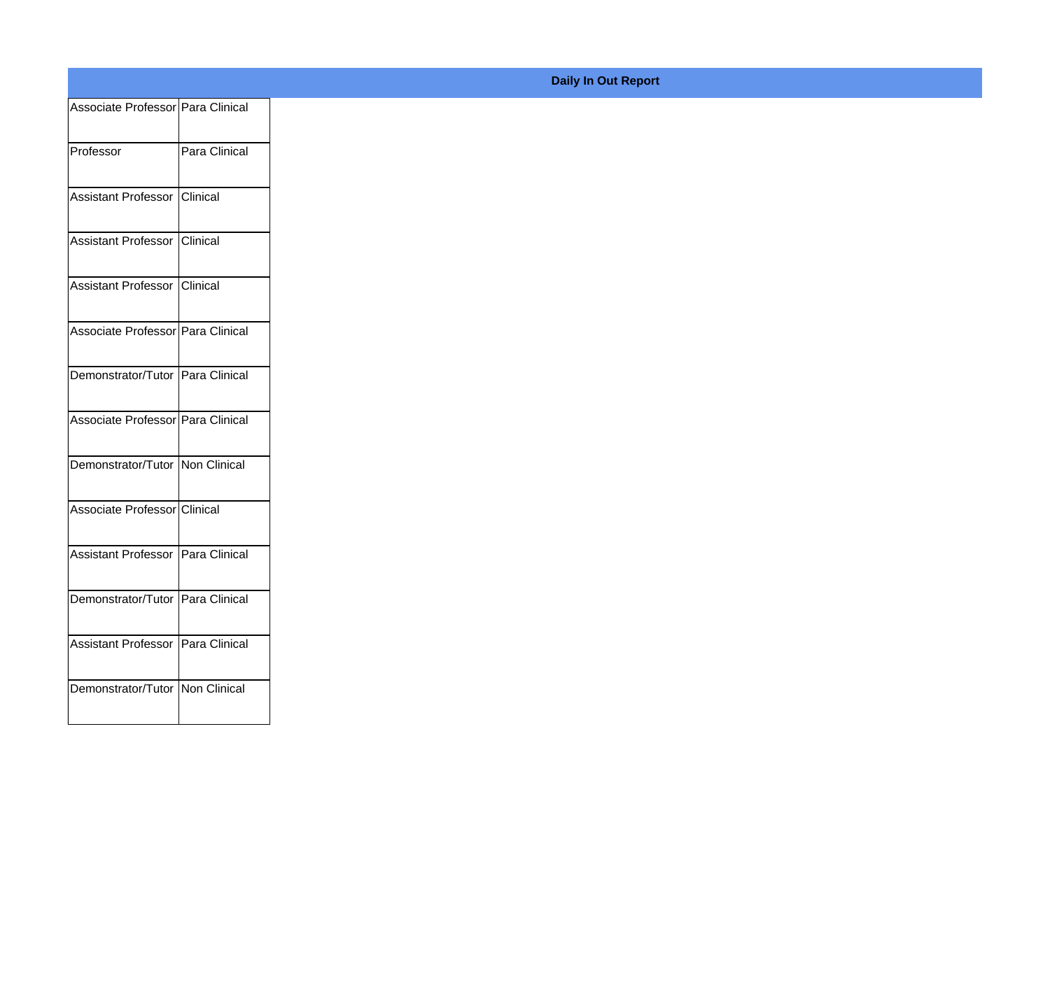**Daily In Out Report**

| | |
|---|---|
| Associate Professor | Para Clinical |
| Professor | Para Clinical |
| Assistant Professor | Clinical |
| Assistant Professor | Clinical |
| Assistant Professor | Clinical |
| Associate Professor | Para Clinical |
| Demonstrator/Tutor | Para Clinical |
| Associate Professor | Para Clinical |
| Demonstrator/Tutor | Non Clinical |
| Associate Professor | Clinical |
| Assistant Professor | Para Clinical |
| Demonstrator/Tutor | Para Clinical |
| Assistant Professor | Para Clinical |
| Demonstrator/Tutor | Non Clinical |